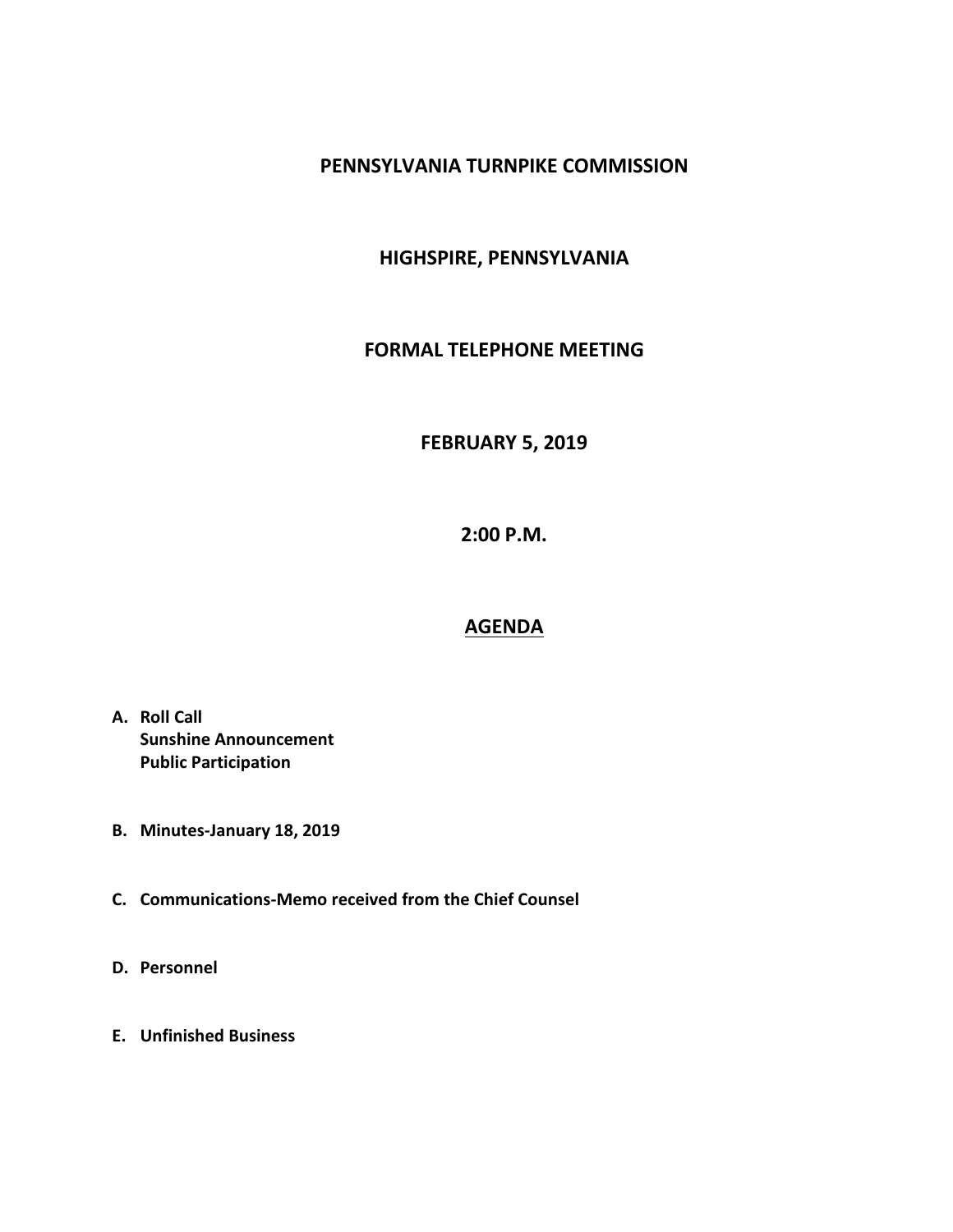# PENNSYLVANIA TURNPIKE COMMISSION

## HIGHSPIRE, PENNSYLVANIA

## FORMAL TELEPHONE MEETING

## FEBRUARY 5, 2019

## 2:00 P.M.

## AGENDA

**A. Roll Call**
**Sunshine Announcement**
**Public Participation**

**B. Minutes-January 18, 2019**

**C. Communications-Memo received from the Chief Counsel**

**D. Personnel**

**E. Unfinished Business**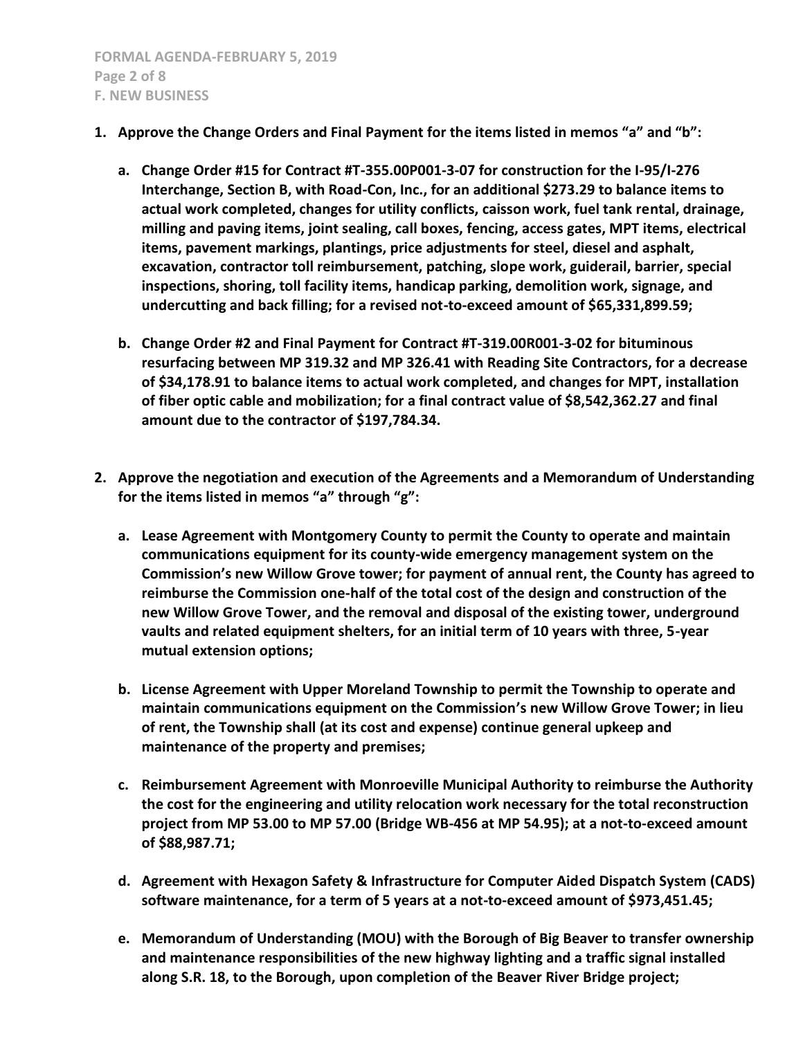**F. NEW BUSINESS**

1. **Approve the Change Orders and Final Payment for the items listed in memos "a" and "b":**

   a. **Change Order #15 for Contract #T-355.00P001-3-07 for construction for the I-95/I-276 Interchange, Section B, with Road-Con, Inc., for an additional $273.29 to balance items to actual work completed, changes for utility conflicts, caisson work, fuel tank rental, drainage, milling and paving items, joint sealing, call boxes, fencing, access gates, MPT items, electrical items, pavement markings, plantings, price adjustments for steel, diesel and asphalt, excavation, contractor toll reimbursement, patching, slope work, guiderail, barrier, special inspections, shoring, toll facility items, handicap parking, demolition work, signage, and undercutting and back filling; for a revised not-to-exceed amount of $65,331,899.59;**

   b. **Change Order #2 and Final Payment for Contract #T-319.00R001-3-02 for bituminous resurfacing between MP 319.32 and MP 326.41 with Reading Site Contractors, for a decrease of $34,178.91 to balance items to actual work completed, and changes for MPT, installation of fiber optic cable and mobilization; for a final contract value of $8,542,362.27 and final amount due to the contractor of $197,784.34.**

2. **Approve the negotiation and execution of the Agreements and a Memorandum of Understanding for the items listed in memos "a" through "g":**

   a. **Lease Agreement with Montgomery County to permit the County to operate and maintain communications equipment for its county-wide emergency management system on the Commission's new Willow Grove tower; for payment of annual rent, the County has agreed to reimburse the Commission one-half of the total cost of the design and construction of the new Willow Grove Tower, and the removal and disposal of the existing tower, underground vaults and related equipment shelters, for an initial term of 10 years with three, 5-year mutual extension options;**

   b. **License Agreement with Upper Moreland Township to permit the Township to operate and maintain communications equipment on the Commission's new Willow Grove Tower; in lieu of rent, the Township shall (at its cost and expense) continue general upkeep and maintenance of the property and premises;**

   c. **Reimbursement Agreement with Monroeville Municipal Authority to reimburse the Authority the cost for the engineering and utility relocation work necessary for the total reconstruction project from MP 53.00 to MP 57.00 (Bridge WB-456 at MP 54.95); at a not-to-exceed amount of $88,987.71;**

   d. **Agreement with Hexagon Safety & Infrastructure for Computer Aided Dispatch System (CADS) software maintenance, for a term of 5 years at a not-to-exceed amount of $973,451.45;**

   e. **Memorandum of Understanding (MOU) with the Borough of Big Beaver to transfer ownership and maintenance responsibilities of the new highway lighting and a traffic signal installed along S.R. 18, to the Borough, upon completion of the Beaver River Bridge project;**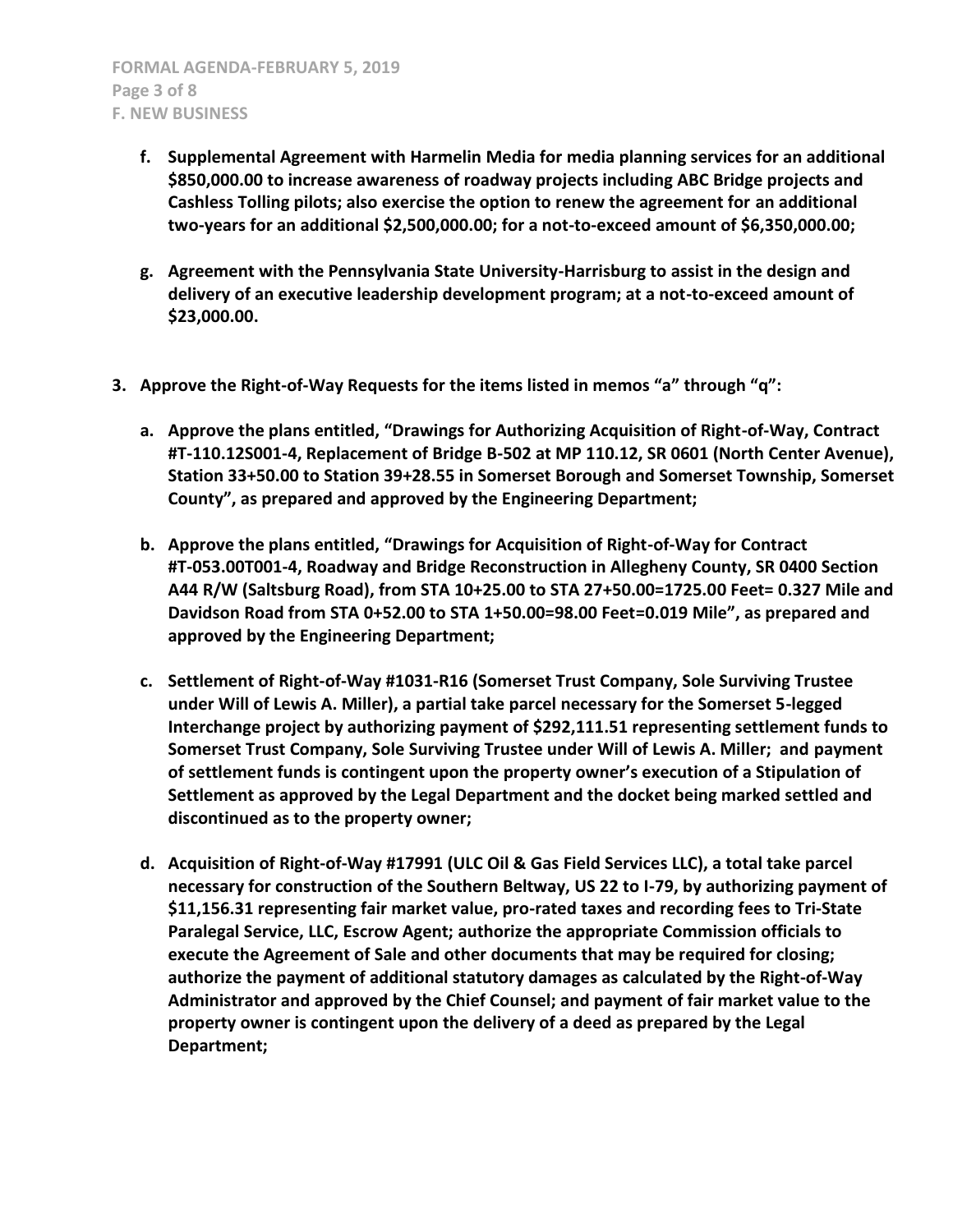**f. Supplemental Agreement with Harmelin Media for media planning services for an additional \$850,000.00 to increase awareness of roadway projects including ABC Bridge projects and Cashless Tolling pilots; also exercise the option to renew the agreement for an additional two-years for an additional \$2,500,000.00; for a not-to-exceed amount of \$6,350,000.00;**

**g. Agreement with the Pennsylvania State University-Harrisburg to assist in the design and delivery of an executive leadership development program; at a not-to-exceed amount of \$23,000.00.**

**3. Approve the Right-of-Way Requests for the items listed in memos "a" through "q":**

**a. Approve the plans entitled, "Drawings for Authorizing Acquisition of Right-of-Way, Contract #T-110.12S001-4, Replacement of Bridge B-502 at MP 110.12, SR 0601 (North Center Avenue), Station 33+50.00 to Station 39+28.55 in Somerset Borough and Somerset Township, Somerset County", as prepared and approved by the Engineering Department;**

**b. Approve the plans entitled, "Drawings for Acquisition of Right-of-Way for Contract #T-053.00T001-4, Roadway and Bridge Reconstruction in Allegheny County, SR 0400 Section A44 R/W (Saltsburg Road), from STA 10+25.00 to STA 27+50.00=1725.00 Feet= 0.327 Mile and Davidson Road from STA 0+52.00 to STA 1+50.00=98.00 Feet=0.019 Mile", as prepared and approved by the Engineering Department;**

**c. Settlement of Right-of-Way #1031-R16 (Somerset Trust Company, Sole Surviving Trustee under Will of Lewis A. Miller), a partial take parcel necessary for the Somerset 5-legged Interchange project by authorizing payment of \$292,111.51 representing settlement funds to Somerset Trust Company, Sole Surviving Trustee under Will of Lewis A. Miller; and payment of settlement funds is contingent upon the property owner's execution of a Stipulation of Settlement as approved by the Legal Department and the docket being marked settled and discontinued as to the property owner;**

**d. Acquisition of Right-of-Way #17991 (ULC Oil & Gas Field Services LLC), a total take parcel necessary for construction of the Southern Beltway, US 22 to I-79, by authorizing payment of \$11,156.31 representing fair market value, pro-rated taxes and recording fees to Tri-State Paralegal Service, LLC, Escrow Agent; authorize the appropriate Commission officials to execute the Agreement of Sale and other documents that may be required for closing; authorize the payment of additional statutory damages as calculated by the Right-of-Way Administrator and approved by the Chief Counsel; and payment of fair market value to the property owner is contingent upon the delivery of a deed as prepared by the Legal Department;**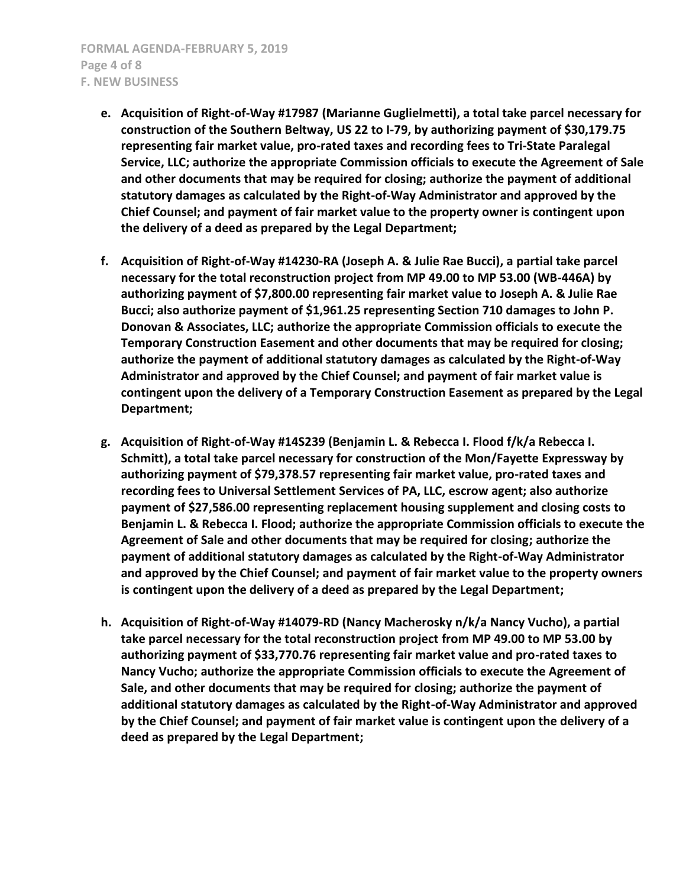- **e. Acquisition of Right-of-Way #17987 (Marianne Guglielmetti), a total take parcel necessary for construction of the Southern Beltway, US 22 to I-79, by authorizing payment of $30,179.75 representing fair market value, pro-rated taxes and recording fees to Tri-State Paralegal Service, LLC; authorize the appropriate Commission officials to execute the Agreement of Sale and other documents that may be required for closing; authorize the payment of additional statutory damages as calculated by the Right-of-Way Administrator and approved by the Chief Counsel; and payment of fair market value to the property owner is contingent upon the delivery of a deed as prepared by the Legal Department;**

- **f. Acquisition of Right-of-Way #14230-RA (Joseph A. & Julie Rae Bucci), a partial take parcel necessary for the total reconstruction project from MP 49.00 to MP 53.00 (WB-446A) by authorizing payment of $7,800.00 representing fair market value to Joseph A. & Julie Rae Bucci; also authorize payment of $1,961.25 representing Section 710 damages to John P. Donovan & Associates, LLC; authorize the appropriate Commission officials to execute the Temporary Construction Easement and other documents that may be required for closing; authorize the payment of additional statutory damages as calculated by the Right-of-Way Administrator and approved by the Chief Counsel; and payment of fair market value is contingent upon the delivery of a Temporary Construction Easement as prepared by the Legal Department;**

- **g. Acquisition of Right-of-Way #14S239 (Benjamin L. & Rebecca I. Flood f/k/a Rebecca I. Schmitt), a total take parcel necessary for construction of the Mon/Fayette Expressway by authorizing payment of $79,378.57 representing fair market value, pro-rated taxes and recording fees to Universal Settlement Services of PA, LLC, escrow agent; also authorize payment of $27,586.00 representing replacement housing supplement and closing costs to Benjamin L. & Rebecca I. Flood; authorize the appropriate Commission officials to execute the Agreement of Sale and other documents that may be required for closing; authorize the payment of additional statutory damages as calculated by the Right-of-Way Administrator and approved by the Chief Counsel; and payment of fair market value to the property owners is contingent upon the delivery of a deed as prepared by the Legal Department;**

- **h. Acquisition of Right-of-Way #14079-RD (Nancy Macherosky n/k/a Nancy Vucho), a partial take parcel necessary for the total reconstruction project from MP 49.00 to MP 53.00 by authorizing payment of $33,770.76 representing fair market value and pro-rated taxes to Nancy Vucho; authorize the appropriate Commission officials to execute the Agreement of Sale, and other documents that may be required for closing; authorize the payment of additional statutory damages as calculated by the Right-of-Way Administrator and approved by the Chief Counsel; and payment of fair market value is contingent upon the delivery of a deed as prepared by the Legal Department;**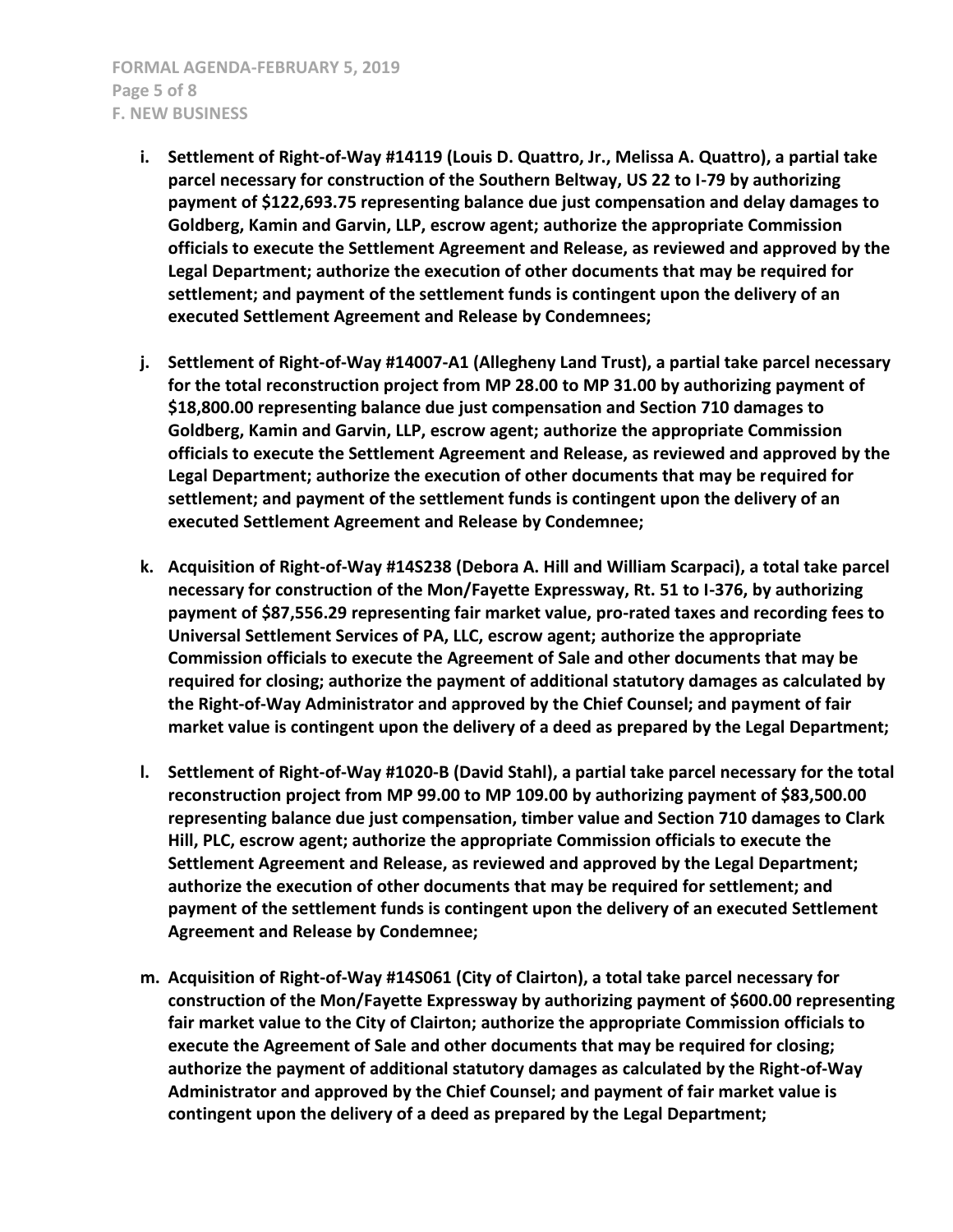**i. Settlement of Right-of-Way #14119 (Louis D. Quattro, Jr., Melissa A. Quattro), a partial take parcel necessary for construction of the Southern Beltway, US 22 to I-79 by authorizing payment of $122,693.75 representing balance due just compensation and delay damages to Goldberg, Kamin and Garvin, LLP, escrow agent; authorize the appropriate Commission officials to execute the Settlement Agreement and Release, as reviewed and approved by the Legal Department; authorize the execution of other documents that may be required for settlement; and payment of the settlement funds is contingent upon the delivery of an executed Settlement Agreement and Release by Condemnees;**

**j. Settlement of Right-of-Way #14007-A1 (Allegheny Land Trust), a partial take parcel necessary for the total reconstruction project from MP 28.00 to MP 31.00 by authorizing payment of $18,800.00 representing balance due just compensation and Section 710 damages to Goldberg, Kamin and Garvin, LLP, escrow agent; authorize the appropriate Commission officials to execute the Settlement Agreement and Release, as reviewed and approved by the Legal Department; authorize the execution of other documents that may be required for settlement; and payment of the settlement funds is contingent upon the delivery of an executed Settlement Agreement and Release by Condemnee;**

**k. Acquisition of Right-of-Way #14S238 (Debora A. Hill and William Scarpaci), a total take parcel necessary for construction of the Mon/Fayette Expressway, Rt. 51 to I-376, by authorizing payment of $87,556.29 representing fair market value, pro-rated taxes and recording fees to Universal Settlement Services of PA, LLC, escrow agent; authorize the appropriate Commission officials to execute the Agreement of Sale and other documents that may be required for closing; authorize the payment of additional statutory damages as calculated by the Right-of-Way Administrator and approved by the Chief Counsel; and payment of fair market value is contingent upon the delivery of a deed as prepared by the Legal Department;**

**l. Settlement of Right-of-Way #1020-B (David Stahl), a partial take parcel necessary for the total reconstruction project from MP 99.00 to MP 109.00 by authorizing payment of $83,500.00 representing balance due just compensation, timber value and Section 710 damages to Clark Hill, PLC, escrow agent; authorize the appropriate Commission officials to execute the Settlement Agreement and Release, as reviewed and approved by the Legal Department; authorize the execution of other documents that may be required for settlement; and payment of the settlement funds is contingent upon the delivery of an executed Settlement Agreement and Release by Condemnee;**

**m. Acquisition of Right-of-Way #14S061 (City of Clairton), a total take parcel necessary for construction of the Mon/Fayette Expressway by authorizing payment of $600.00 representing fair market value to the City of Clairton; authorize the appropriate Commission officials to execute the Agreement of Sale and other documents that may be required for closing; authorize the payment of additional statutory damages as calculated by the Right-of-Way Administrator and approved by the Chief Counsel; and payment of fair market value is contingent upon the delivery of a deed as prepared by the Legal Department;**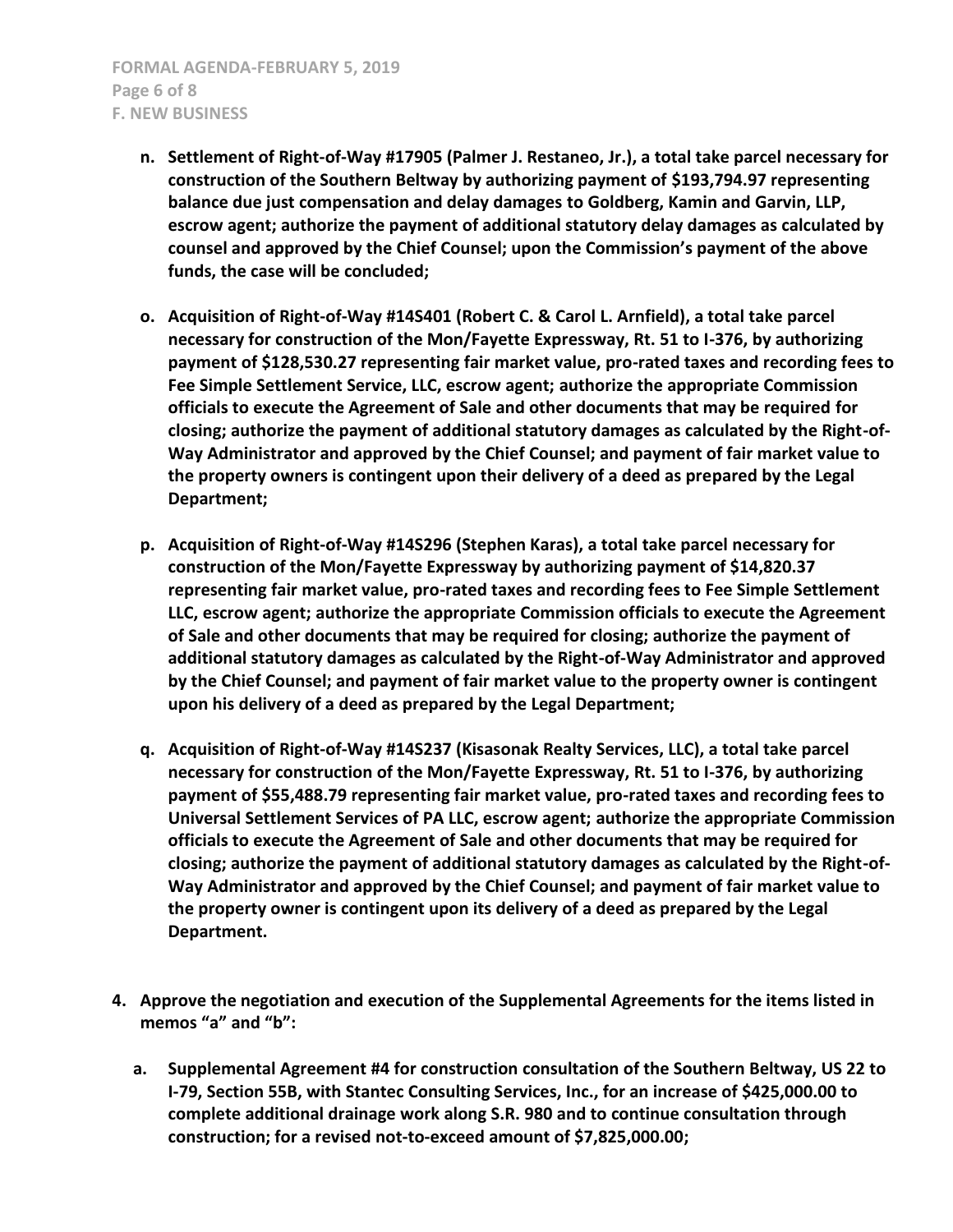n. **Settlement of Right-of-Way #17905 (Palmer J. Restaneo, Jr.), a total take parcel necessary for construction of the Southern Beltway by authorizing payment of $193,794.97 representing balance due just compensation and delay damages to Goldberg, Kamin and Garvin, LLP, escrow agent; authorize the payment of additional statutory delay damages as calculated by counsel and approved by the Chief Counsel; upon the Commission's payment of the above funds, the case will be concluded;**

o. **Acquisition of Right-of-Way #14S401 (Robert C. & Carol L. Arnfield), a total take parcel necessary for construction of the Mon/Fayette Expressway, Rt. 51 to I-376, by authorizing payment of $128,530.27 representing fair market value, pro-rated taxes and recording fees to Fee Simple Settlement Service, LLC, escrow agent; authorize the appropriate Commission officials to execute the Agreement of Sale and other documents that may be required for closing; authorize the payment of additional statutory damages as calculated by the Right-of-Way Administrator and approved by the Chief Counsel; and payment of fair market value to the property owners is contingent upon their delivery of a deed as prepared by the Legal Department;**

p. **Acquisition of Right-of-Way #14S296 (Stephen Karas), a total take parcel necessary for construction of the Mon/Fayette Expressway by authorizing payment of $14,820.37 representing fair market value, pro-rated taxes and recording fees to Fee Simple Settlement LLC, escrow agent; authorize the appropriate Commission officials to execute the Agreement of Sale and other documents that may be required for closing; authorize the payment of additional statutory damages as calculated by the Right-of-Way Administrator and approved by the Chief Counsel; and payment of fair market value to the property owner is contingent upon his delivery of a deed as prepared by the Legal Department;**

q. **Acquisition of Right-of-Way #14S237 (Kisasonak Realty Services, LLC), a total take parcel necessary for construction of the Mon/Fayette Expressway, Rt. 51 to I-376, by authorizing payment of $55,488.79 representing fair market value, pro-rated taxes and recording fees to Universal Settlement Services of PA LLC, escrow agent; authorize the appropriate Commission officials to execute the Agreement of Sale and other documents that may be required for closing; authorize the payment of additional statutory damages as calculated by the Right-of-Way Administrator and approved by the Chief Counsel; and payment of fair market value to the property owner is contingent upon its delivery of a deed as prepared by the Legal Department.**

4. **Approve the negotiation and execution of the Supplemental Agreements for the items listed in memos "a" and "b":**

   a. **Supplemental Agreement #4 for construction consultation of the Southern Beltway, US 22 to I-79, Section 55B, with Stantec Consulting Services, Inc., for an increase of $425,000.00 to complete additional drainage work along S.R. 980 and to continue consultation through construction; for a revised not-to-exceed amount of $7,825,000.00;**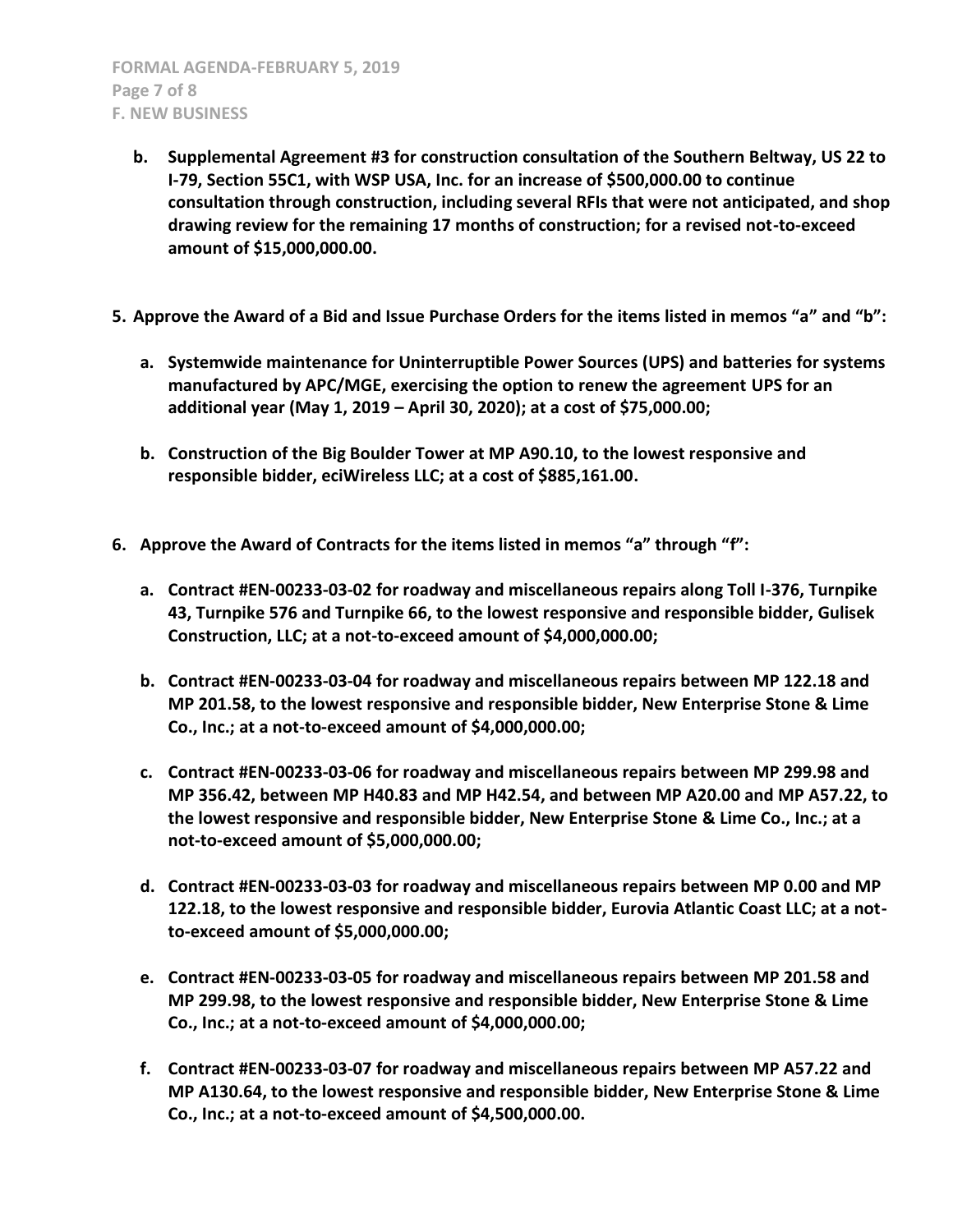- **b. Supplemental Agreement #3 for construction consultation of the Southern Beltway, US 22 to I-79, Section 55C1, with WSP USA, Inc. for an increase of $500,000.00 to continue consultation through construction, including several RFIs that were not anticipated, and shop drawing review for the remaining 17 months of construction; for a revised not-to-exceed amount of $15,000,000.00.**

**5. Approve the Award of a Bid and Issue Purchase Orders for the items listed in memos "a" and "b":**

- **a. Systemwide maintenance for Uninterruptible Power Sources (UPS) and batteries for systems manufactured by APC/MGE, exercising the option to renew the agreement UPS for an additional year (May 1, 2019 – April 30, 2020); at a cost of $75,000.00;**

- **b. Construction of the Big Boulder Tower at MP A90.10, to the lowest responsive and responsible bidder, eciWireless LLC; at a cost of $885,161.00.**

**6. Approve the Award of Contracts for the items listed in memos "a" through "f":**

- **a. Contract #EN-00233-03-02 for roadway and miscellaneous repairs along Toll I-376, Turnpike 43, Turnpike 576 and Turnpike 66, to the lowest responsive and responsible bidder, Gulisek Construction, LLC; at a not-to-exceed amount of $4,000,000.00;**

- **b. Contract #EN-00233-03-04 for roadway and miscellaneous repairs between MP 122.18 and MP 201.58, to the lowest responsive and responsible bidder, New Enterprise Stone & Lime Co., Inc.; at a not-to-exceed amount of $4,000,000.00;**

- **c. Contract #EN-00233-03-06 for roadway and miscellaneous repairs between MP 299.98 and MP 356.42, between MP H40.83 and MP H42.54, and between MP A20.00 and MP A57.22, to the lowest responsive and responsible bidder, New Enterprise Stone & Lime Co., Inc.; at a not-to-exceed amount of $5,000,000.00;**

- **d. Contract #EN-00233-03-03 for roadway and miscellaneous repairs between MP 0.00 and MP 122.18, to the lowest responsive and responsible bidder, Eurovia Atlantic Coast LLC; at a not-to-exceed amount of $5,000,000.00;**

- **e. Contract #EN-00233-03-05 for roadway and miscellaneous repairs between MP 201.58 and MP 299.98, to the lowest responsive and responsible bidder, New Enterprise Stone & Lime Co., Inc.; at a not-to-exceed amount of $4,000,000.00;**

- **f. Contract #EN-00233-03-07 for roadway and miscellaneous repairs between MP A57.22 and MP A130.64, to the lowest responsive and responsible bidder, New Enterprise Stone & Lime Co., Inc.; at a not-to-exceed amount of $4,500,000.00.**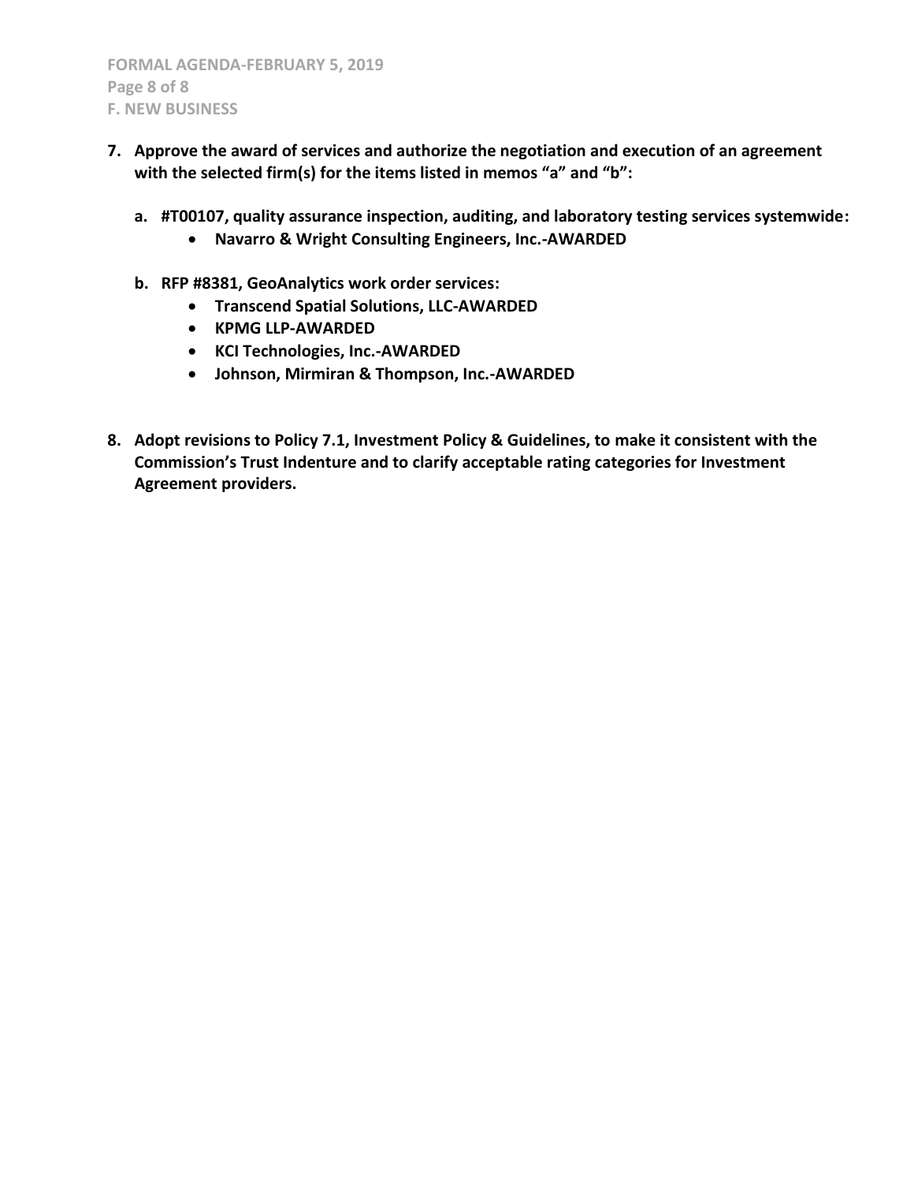**7. Approve the award of services and authorize the negotiation and execution of an agreement with the selected firm(s) for the items listed in memos "a" and "b":**

**a. #T00107, quality assurance inspection, auditing, and laboratory testing services systemwide:**

- **Navarro & Wright Consulting Engineers, Inc.-AWARDED**

**b. RFP #8381, GeoAnalytics work order services:**

- **Transcend Spatial Solutions, LLC-AWARDED**
- **KPMG LLP-AWARDED**
- **KCI Technologies, Inc.-AWARDED**
- **Johnson, Mirmiran & Thompson, Inc.-AWARDED**

**8. Adopt revisions to Policy 7.1, Investment Policy & Guidelines, to make it consistent with the Commission's Trust Indenture and to clarify acceptable rating categories for Investment Agreement providers.**